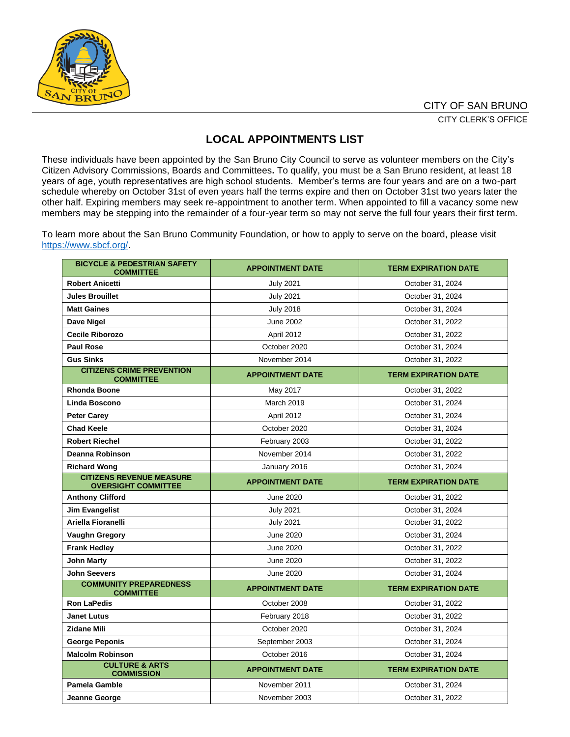CITY OF SAN BRUNO

CITY CLERK'S OFFICE

# LOCAL APPOINTMENTS LIST

These individuals have been appointed by the San Bruno City Council to serve as volunteer members on the City's Citizen Advisory Commissions, Boards and Committees**.** To qualify, you must be a San Bruno resident, at least 18 years of age, youth representatives are high school students. Member's terms are four years and are on a two-part schedule whereby on October 31st of even years half the terms expire and then on October 31st two years later the other half. Expiring members may seek re-appointment to another term. When appointed to fill a vacancy some new members may be stepping into the remainder of a four-year term so may not serve the full four years their first term.

To learn more about the San Bruno Community Foundation, or how to apply to serve on the board, please visit https://www.sbcf.org/.

| BICYCLE & PEDESTRIAN SAFETY COMMITTEE | APPOINTMENT DATE | TERM EXPIRATION DATE |
|---|---|---|
| **Robert Anicetti** | July 2021 | October 31, 2024 |
| **Jules Brouillet** | July 2021 | October 31, 2024 |
| **Matt Gaines** | July 2018 | October 31, 2024 |
| **Dave Nigel** | June 2002 | October 31, 2022 |
| **Cecile Riborozo** | April 2012 | October 31, 2022 |
| **Paul Rose** | October 2020 | October 31, 2024 |
| **Gus Sinks** | November 2014 | October 31, 2022 |
| **CITIZENS CRIME PREVENTION COMMITTEE** | **APPOINTMENT DATE** | **TERM EXPIRATION DATE** |
| **Rhonda Boone** | May 2017 | October 31, 2022 |
| **Linda Boscono** | March 2019 | October 31, 2024 |
| **Peter Carey** | April 2012 | October 31, 2024 |
| **Chad Keele** | October 2020 | October 31, 2024 |
| **Robert Riechel** | February 2003 | October 31, 2022 |
| **Deanna Robinson** | November 2014 | October 31, 2022 |
| **Richard Wong** | January 2016 | October 31, 2024 |
| **CITIZENS REVENUE MEASURE OVERSIGHT COMMITTEE** | **APPOINTMENT DATE** | **TERM EXPIRATION DATE** |
| **Anthony Clifford** | June 2020 | October 31, 2022 |
| **Jim Evangelist** | July 2021 | October 31, 2024 |
| **Ariella Fioranelli** | July 2021 | October 31, 2022 |
| **Vaughn Gregory** | June 2020 | October 31, 2024 |
| **Frank Hedley** | June 2020 | October 31, 2022 |
| **John Marty** | June 2020 | October 31, 2022 |
| **John Seevers** | June 2020 | October 31, 2024 |
| **COMMUNITY PREPAREDNESS COMMITTEE** | **APPOINTMENT DATE** | **TERM EXPIRATION DATE** |
| **Ron LaPedis** | October 2008 | October 31, 2022 |
| **Janet Lutus** | February 2018 | October 31, 2022 |
| **Zidane Mili** | October 2020 | October 31, 2024 |
| **George Peponis** | September 2003 | October 31, 2024 |
| **Malcolm Robinson** | October 2016 | October 31, 2024 |
| **CULTURE & ARTS COMMISSION** | **APPOINTMENT DATE** | **TERM EXPIRATION DATE** |
| **Pamela Gamble** | November 2011 | October 31, 2024 |
| **Jeanne George** | November 2003 | October 31, 2022 |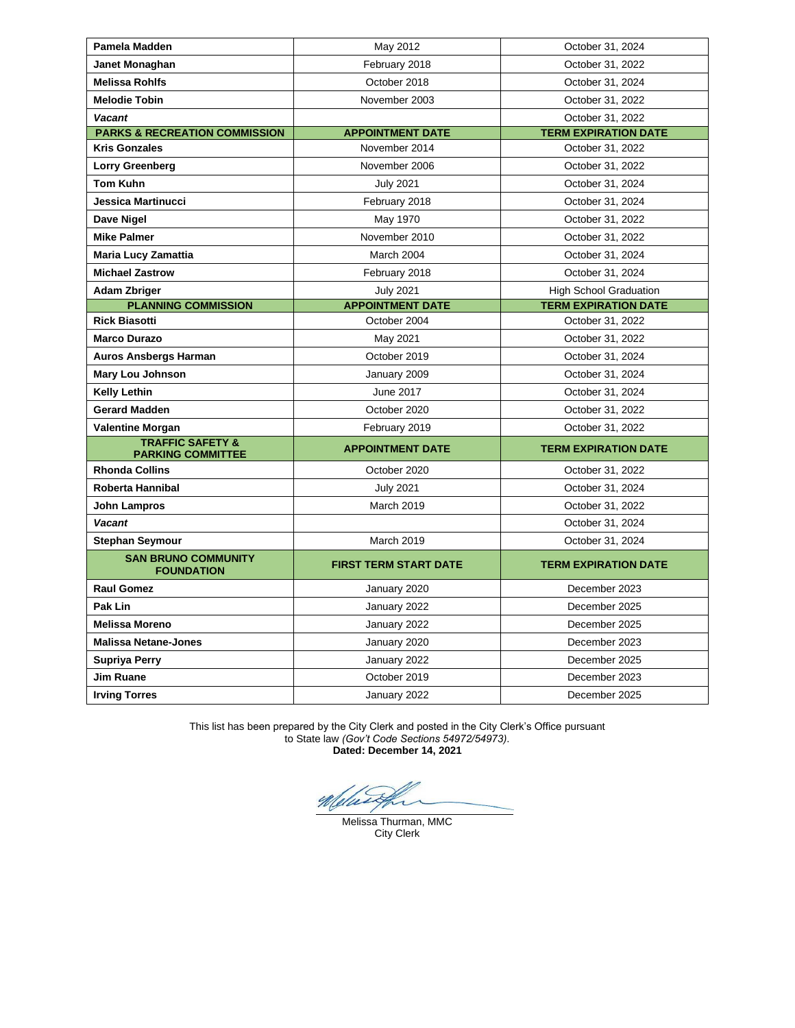| | | |
|---|---|---|
| **Pamela Madden** | May 2012 | October 31, 2024 |
| **Janet Monaghan** | February 2018 | October 31, 2022 |
| **Melissa Rohlfs** | October 2018 | October 31, 2024 |
| **Melodie Tobin** | November 2003 | October 31, 2022 |
| ***Vacant*** | | October 31, 2022 |
| **PARKS & RECREATION COMMISSION** | **APPOINTMENT DATE** | **TERM EXPIRATION DATE** |
| **Kris Gonzales** | November 2014 | October 31, 2022 |
| **Lorry Greenberg** | November 2006 | October 31, 2022 |
| **Tom Kuhn** | July 2021 | October 31, 2024 |
| **Jessica Martinucci** | February 2018 | October 31, 2024 |
| **Dave Nigel** | May 1970 | October 31, 2022 |
| **Mike Palmer** | November 2010 | October 31, 2022 |
| **Maria Lucy Zamattia** | March 2004 | October 31, 2024 |
| **Michael Zastrow** | February 2018 | October 31, 2024 |
| **Adam Zbriger** | July 2021 | High School Graduation |
| **PLANNING COMMISSION** | **APPOINTMENT DATE** | **TERM EXPIRATION DATE** |
| **Rick Biasotti** | October 2004 | October 31, 2022 |
| **Marco Durazo** | May 2021 | October 31, 2022 |
| **Auros Ansbergs Harman** | October 2019 | October 31, 2024 |
| **Mary Lou Johnson** | January 2009 | October 31, 2024 |
| **Kelly Lethin** | June 2017 | October 31, 2024 |
| **Gerard Madden** | October 2020 | October 31, 2022 |
| **Valentine Morgan** | February 2019 | October 31, 2022 |
| **TRAFFIC SAFETY & PARKING COMMITTEE** | **APPOINTMENT DATE** | **TERM EXPIRATION DATE** |
| **Rhonda Collins** | October 2020 | October 31, 2022 |
| **Roberta Hannibal** | July 2021 | October 31, 2024 |
| **John Lampros** | March 2019 | October 31, 2022 |
| ***Vacant*** | | October 31, 2024 |
| **Stephan Seymour** | March 2019 | October 31, 2024 |
| **SAN BRUNO COMMUNITY FOUNDATION** | **FIRST TERM START DATE** | **TERM EXPIRATION DATE** |
| **Raul Gomez** | January 2020 | December 2023 |
| **Pak Lin** | January 2022 | December 2025 |
| **Melissa Moreno** | January 2022 | December 2025 |
| **Malissa Netane-Jones** | January 2020 | December 2023 |
| **Supriya Perry** | January 2022 | December 2025 |
| **Jim Ruane** | October 2019 | December 2023 |
| **Irving Torres** | January 2022 | December 2025 |

This list has been prepared by the City Clerk and posted in the City Clerk's Office pursuant to State law *(Gov't Code Sections 54972/54973)*.
**Dated: December 14, 2021**

Melissa Thurman, MMC
City Clerk